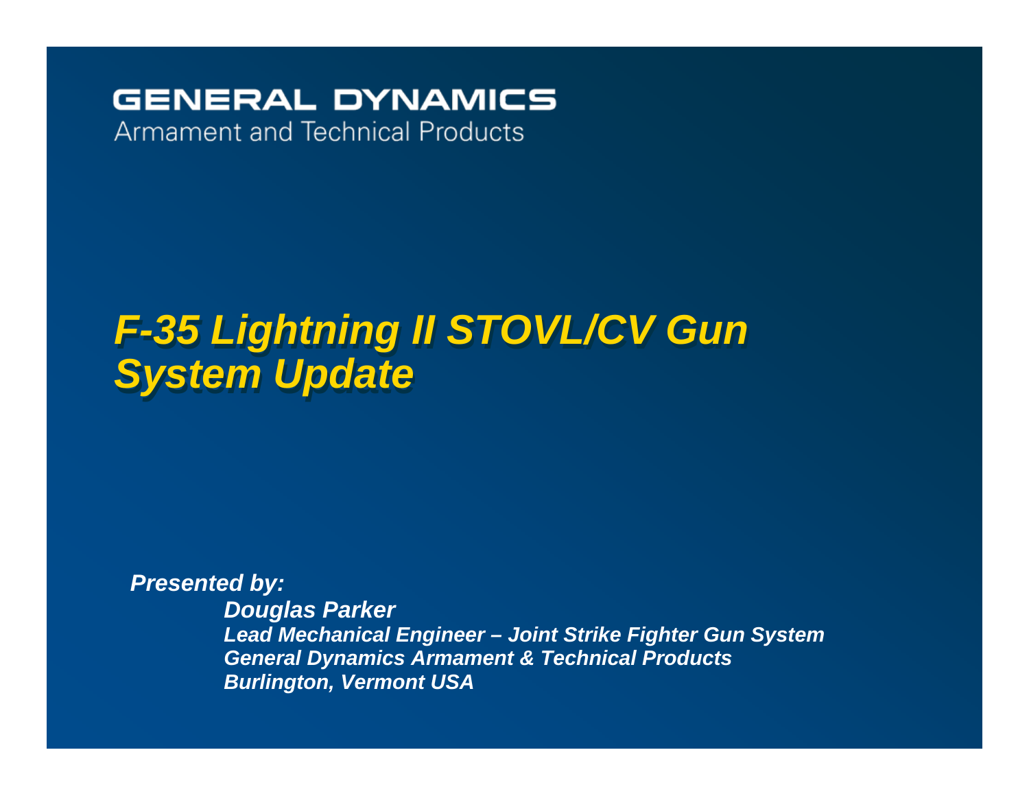**GENERAL DYNAMICS**
Armament and Technical Products

# *F-35 Lightning II STOVL/CV Gun System Update*

***Presented by:***

***Douglas Parker***
***Lead Mechanical Engineer – Joint Strike Fighter Gun System***
***General Dynamics Armament & Technical Products***
***Burlington, Vermont USA***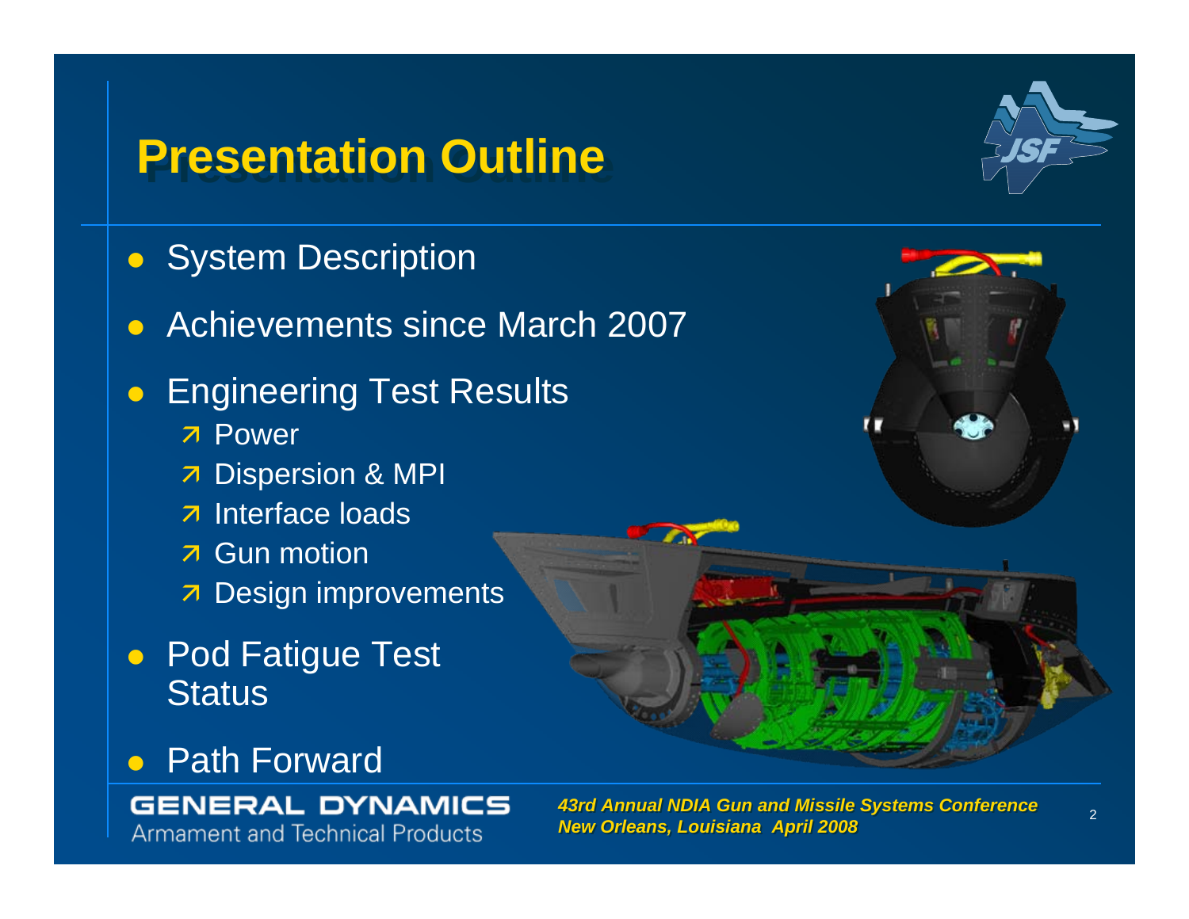# Presentation Outline

- System Description
- Achievements since March 2007
- Engineering Test Results
  - Power
  - Dispersion & MPI
  - Interface loads
  - Gun motion
  - Design improvements
- Pod Fatigue Test Status
- Path Forward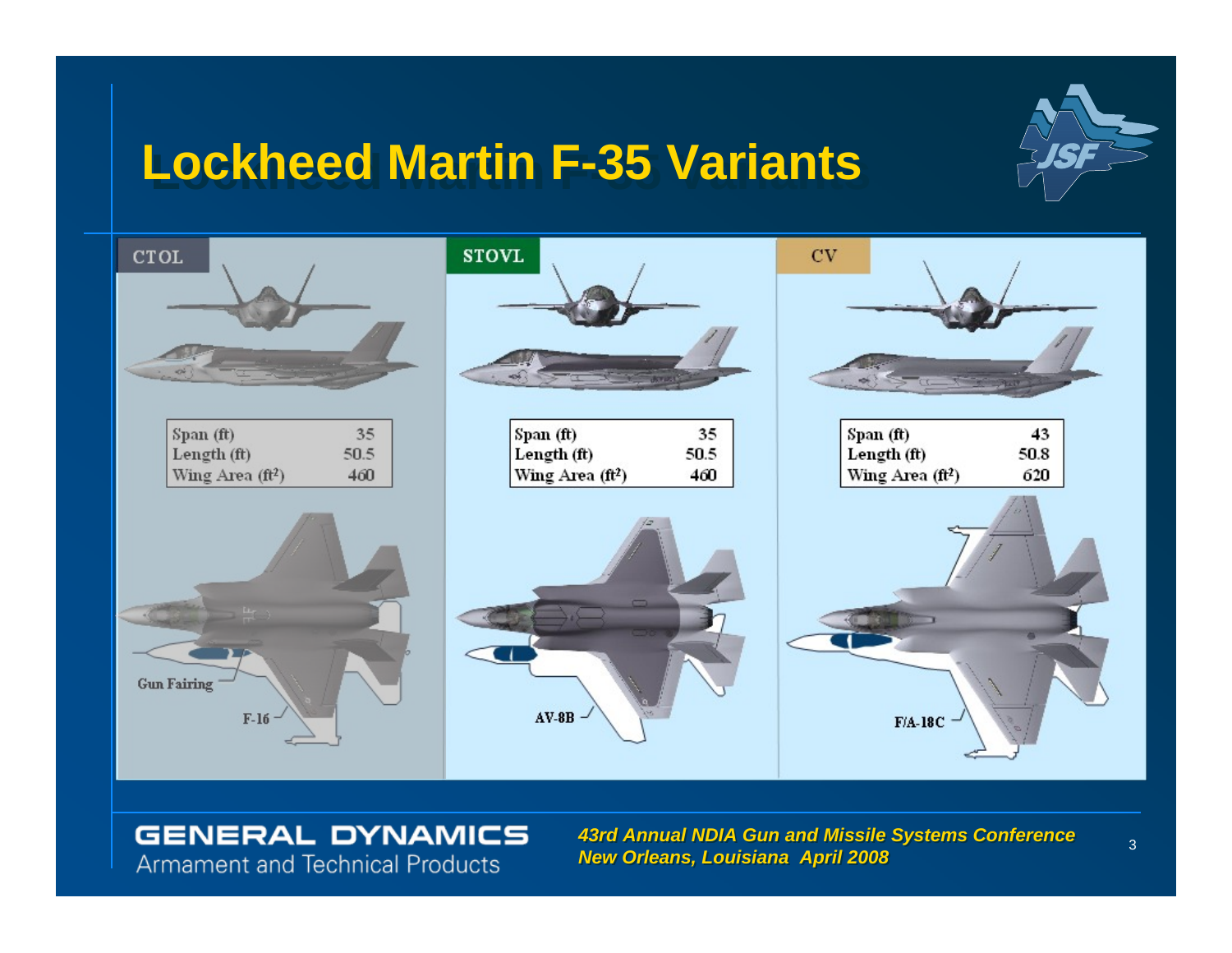# Lockheed Martin F-35 Variants

| CTOL | |
|---|---|
| Span (ft) | 35 |
| Length (ft) | 50.5 |
| Wing Area (ft²) | 460 |

| STOVL | |
|---|---|
| Span (ft) | 35 |
| Length (ft) | 50.5 |
| Wing Area (ft²) | 460 |

| CV | |
|---|---|
| Span (ft) | 43 |
| Length (ft) | 50.8 |
| Wing Area (ft²) | 620 |

Gun Fairing

F-16

AV-8B

F/A-18C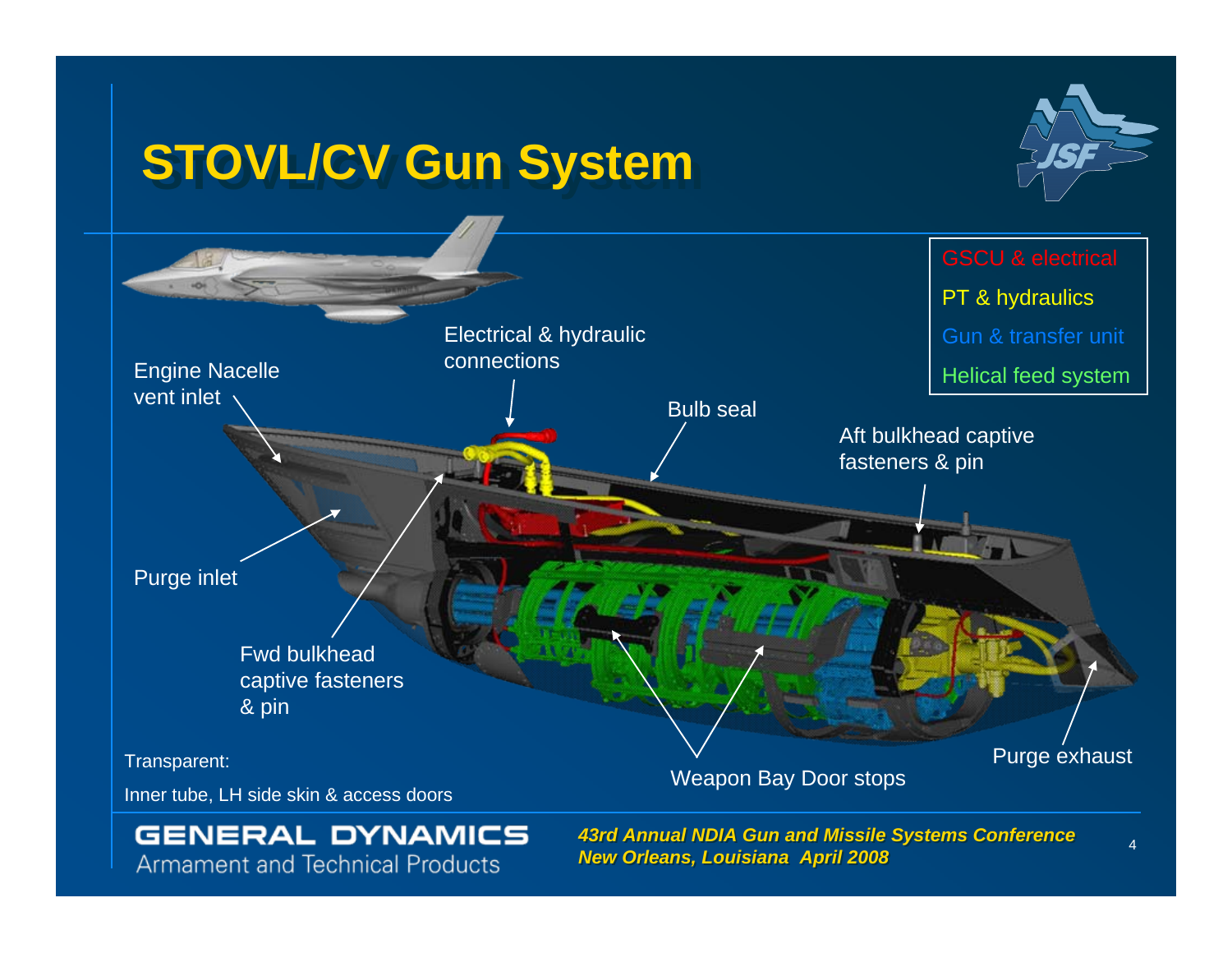# STOVL/CV Gun System

- GSCU & electrical
- PT & hydraulics
- Gun & transfer unit
- Helical feed system

Engine Nacelle vent inlet

Electrical & hydraulic connections

Bulb seal

Aft bulkhead captive fasteners & pin

Purge inlet

Fwd bulkhead captive fasteners & pin

Weapon Bay Door stops

Purge exhaust

Transparent:

Inner tube, LH side skin & access doors

GENERAL DYNAMICS
Armament and Technical Products

*43rd Annual NDIA Gun and Missile Systems Conference*
*New Orleans, Louisiana April 2008*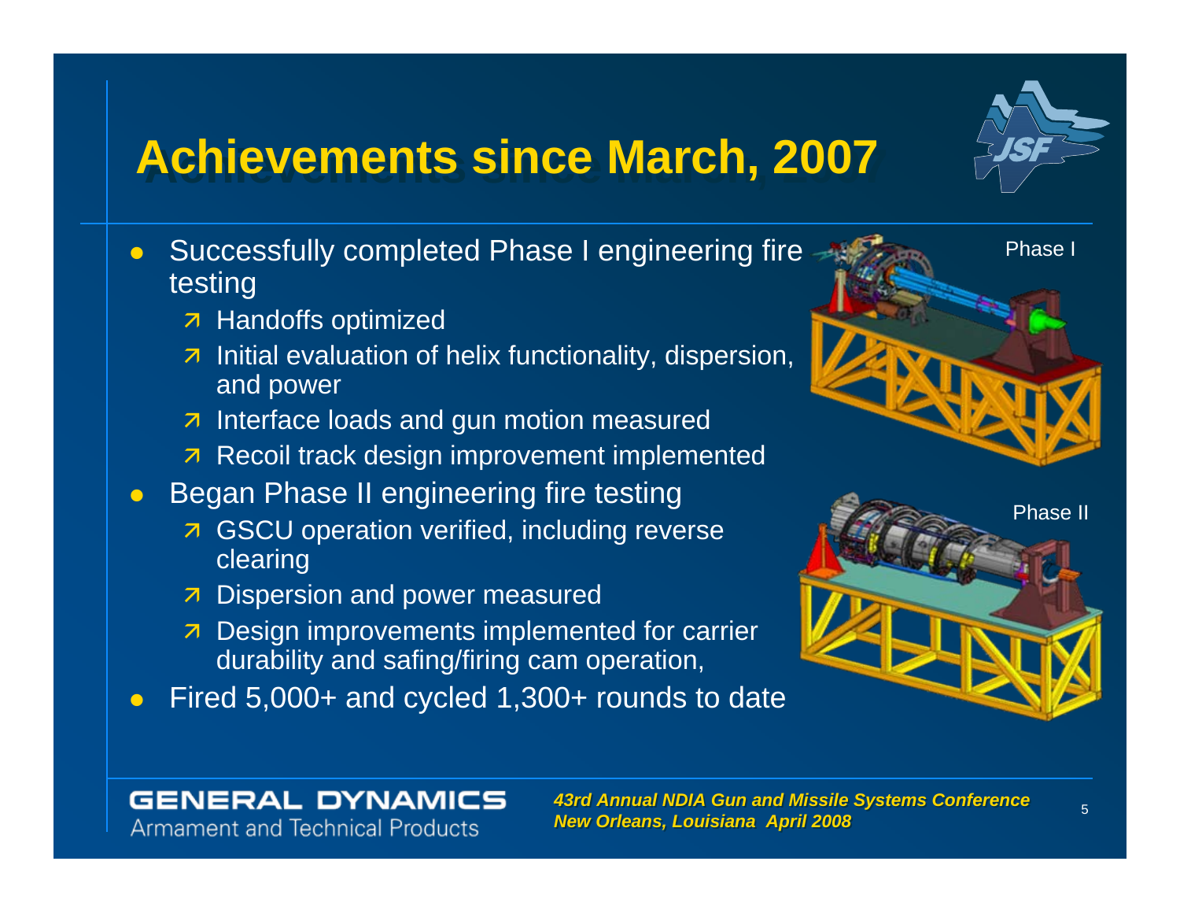# Achievements since March, 2007

- Successfully completed Phase I engineering fire testing
  - Handoffs optimized
  - Initial evaluation of helix functionality, dispersion, and power
  - Interface loads and gun motion measured
  - Recoil track design improvement implemented
- Began Phase II engineering fire testing
  - GSCU operation verified, including reverse clearing
  - Dispersion and power measured
  - Design improvements implemented for carrier durability and safing/firing cam operation,
- Fired 5,000+ and cycled 1,300+ rounds to date

Phase I

Phase II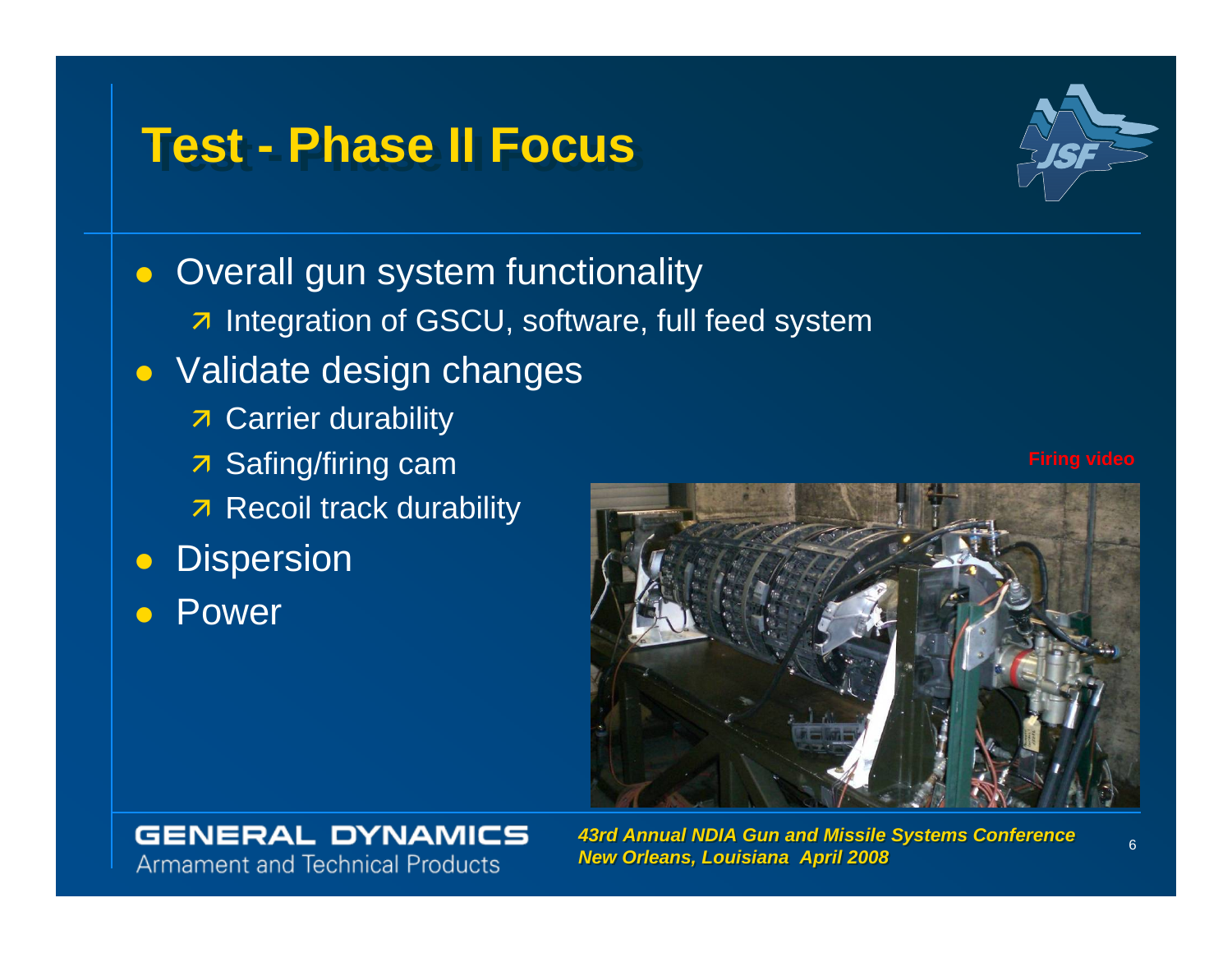# Test - Phase II Focus

- Overall gun system functionality
  - Integration of GSCU, software, full feed system
- Validate design changes
  - Carrier durability
  - Safing/firing cam
  - Recoil track durability
- Dispersion
- Power

Firing video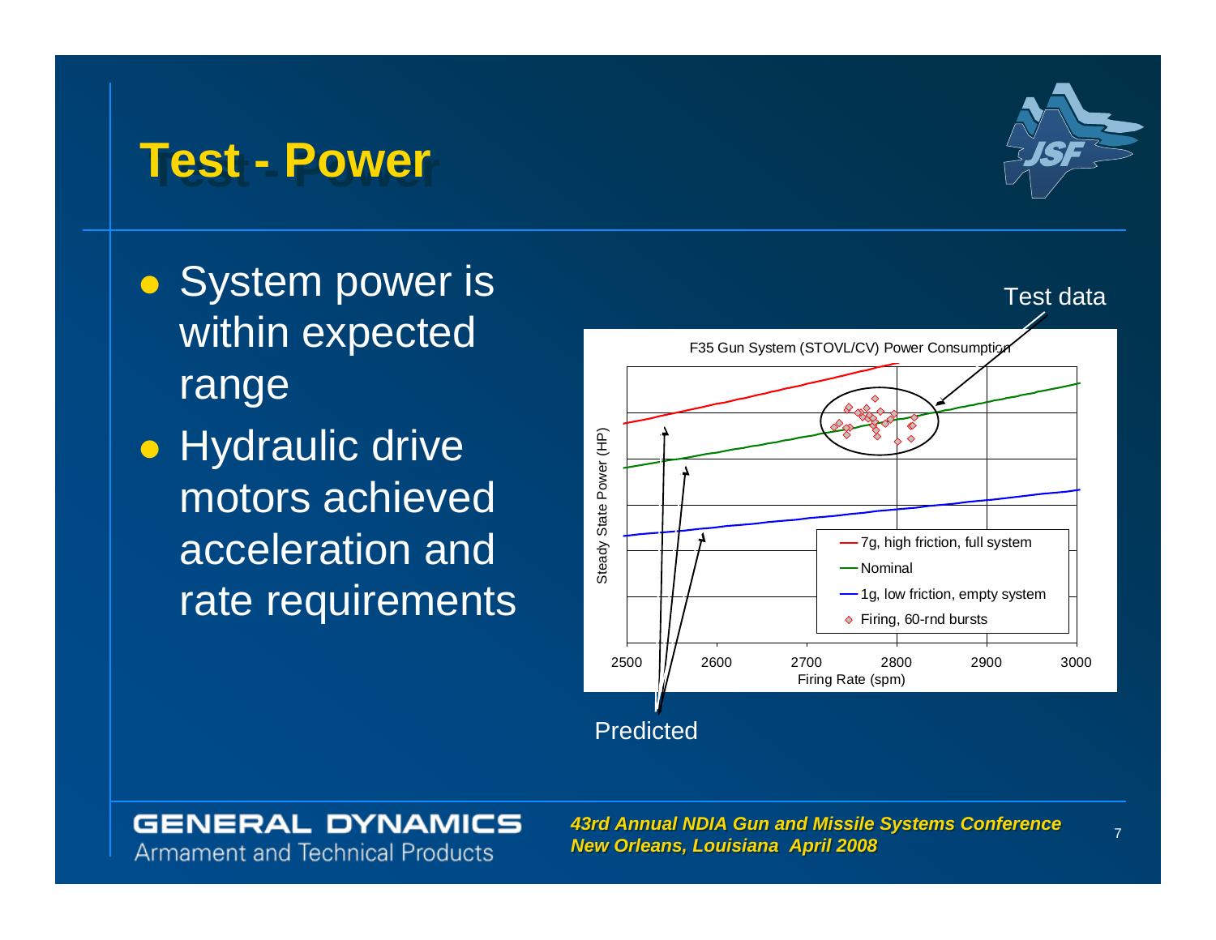# Test - Power

- System power is within expected range
- Hydraulic drive motors achieved acceleration and rate requirements

Test data

F35 Gun System (STOVL/CV) Power Consumption

Steady State Power (HP)

Firing Rate (spm)

2500 2600 2700 2800 2900 3000

- 7g, high friction, full system
- Nominal
- 1g, low friction, empty system
- Firing, 60-rnd bursts

Predicted

GENERAL DYNAMICS
Armament and Technical Products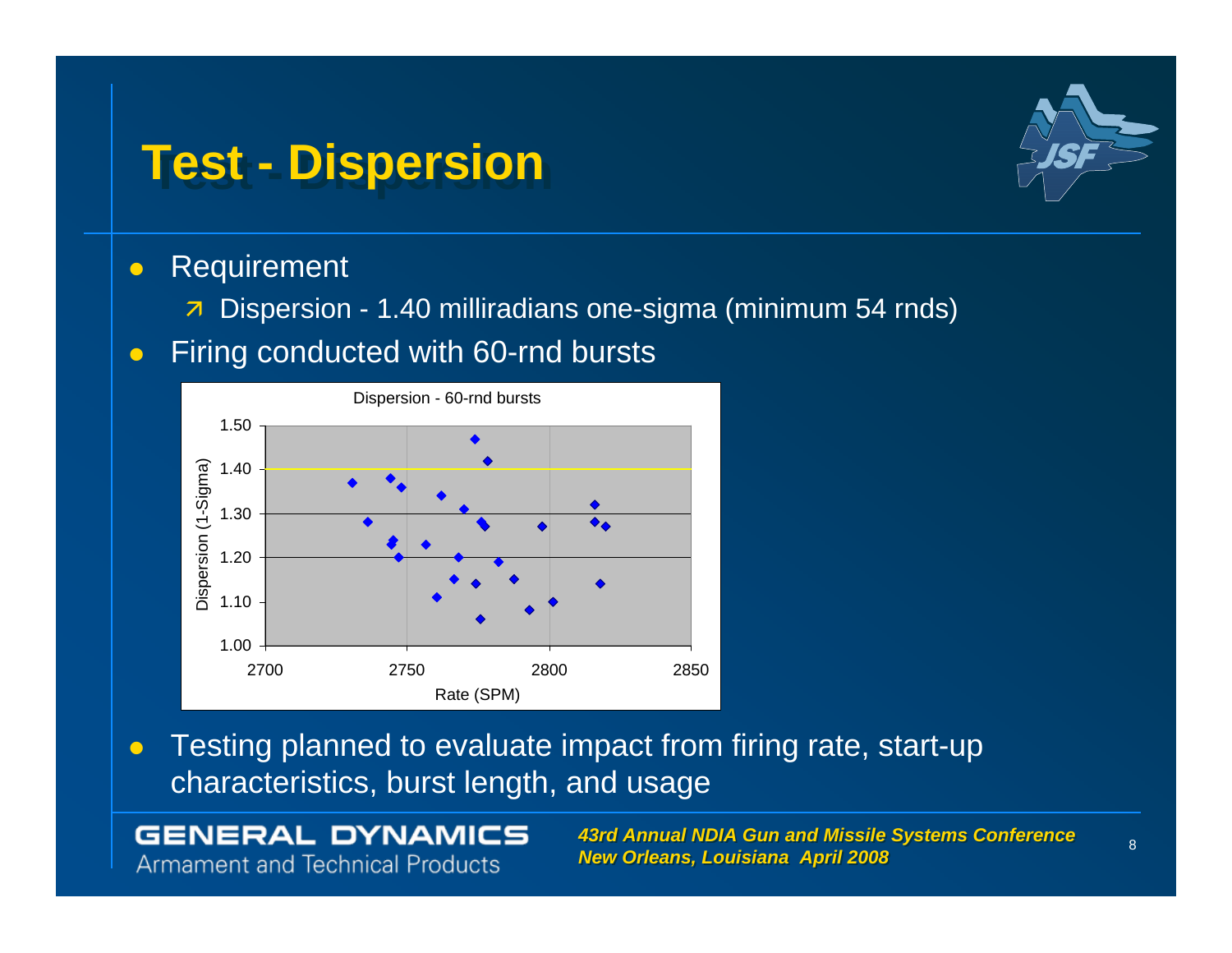# Test - Dispersion

- Requirement
  - Dispersion - 1.40 milliradians one-sigma (minimum 54 rnds)
- Firing conducted with 60-rnd bursts

Dispersion - 60-rnd bursts

- Testing planned to evaluate impact from firing rate, start-up characteristics, burst length, and usage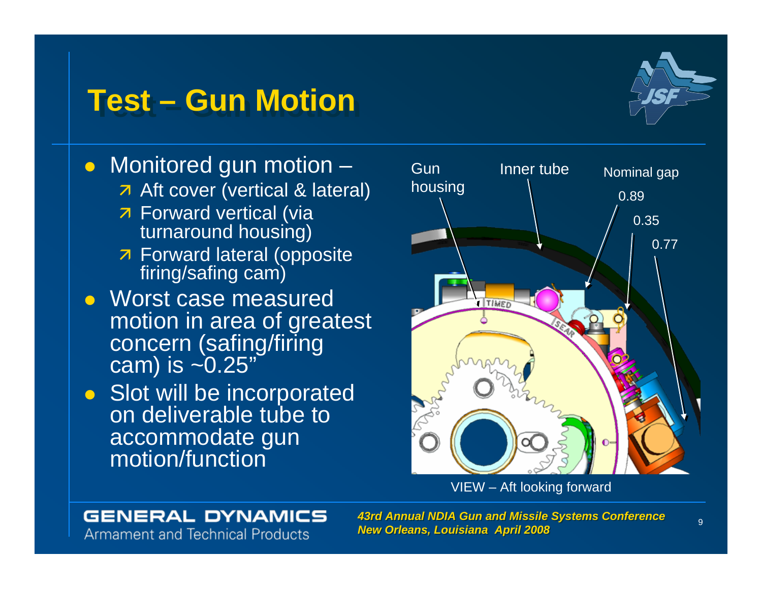# Test – Gun Motion

- Monitored gun motion –
  - Aft cover (vertical & lateral)
  - Forward vertical (via turnaround housing)
  - Forward lateral (opposite firing/safing cam)
- Worst case measured motion in area of greatest concern (safing/firing cam) is ~0.25"
- Slot will be incorporated on deliverable tube to accommodate gun motion/function

Gun housing

Inner tube

Nominal gap

0.89

0.35

0.77

VIEW – Aft looking forward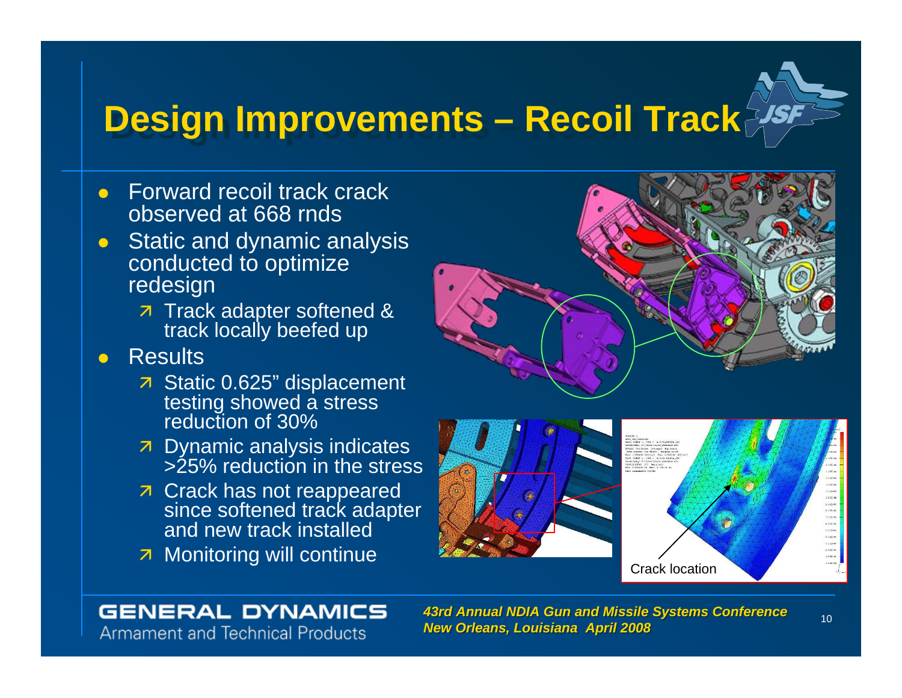# Design Improvements – Recoil Track

- Forward recoil track crack observed at 668 rnds
- Static and dynamic analysis conducted to optimize redesign
  - Track adapter softened & track locally beefed up
- Results
  - Static 0.625" displacement testing showed a stress reduction of 30%
  - Dynamic analysis indicates >25% reduction in the stress
  - Crack has not reappeared since softened track adapter and new track installed
  - Monitoring will continue

Crack location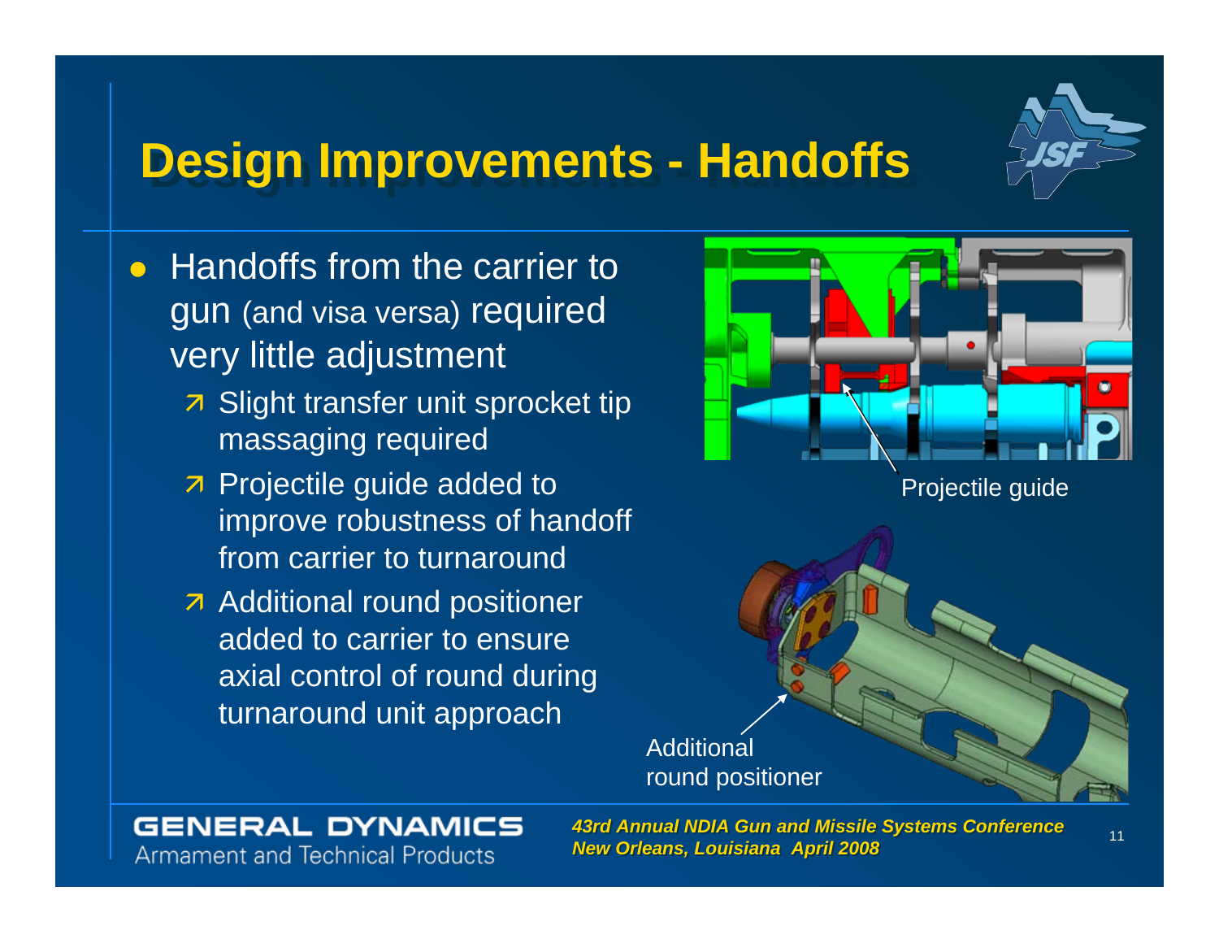# Design Improvements - Handoffs

- Handoffs from the carrier to gun (and visa versa) required very little adjustment
  - Slight transfer unit sprocket tip massaging required
  - Projectile guide added to improve robustness of handoff from carrier to turnaround
  - Additional round positioner added to carrier to ensure axial control of round during turnaround unit approach

Projectile guide

Additional round positioner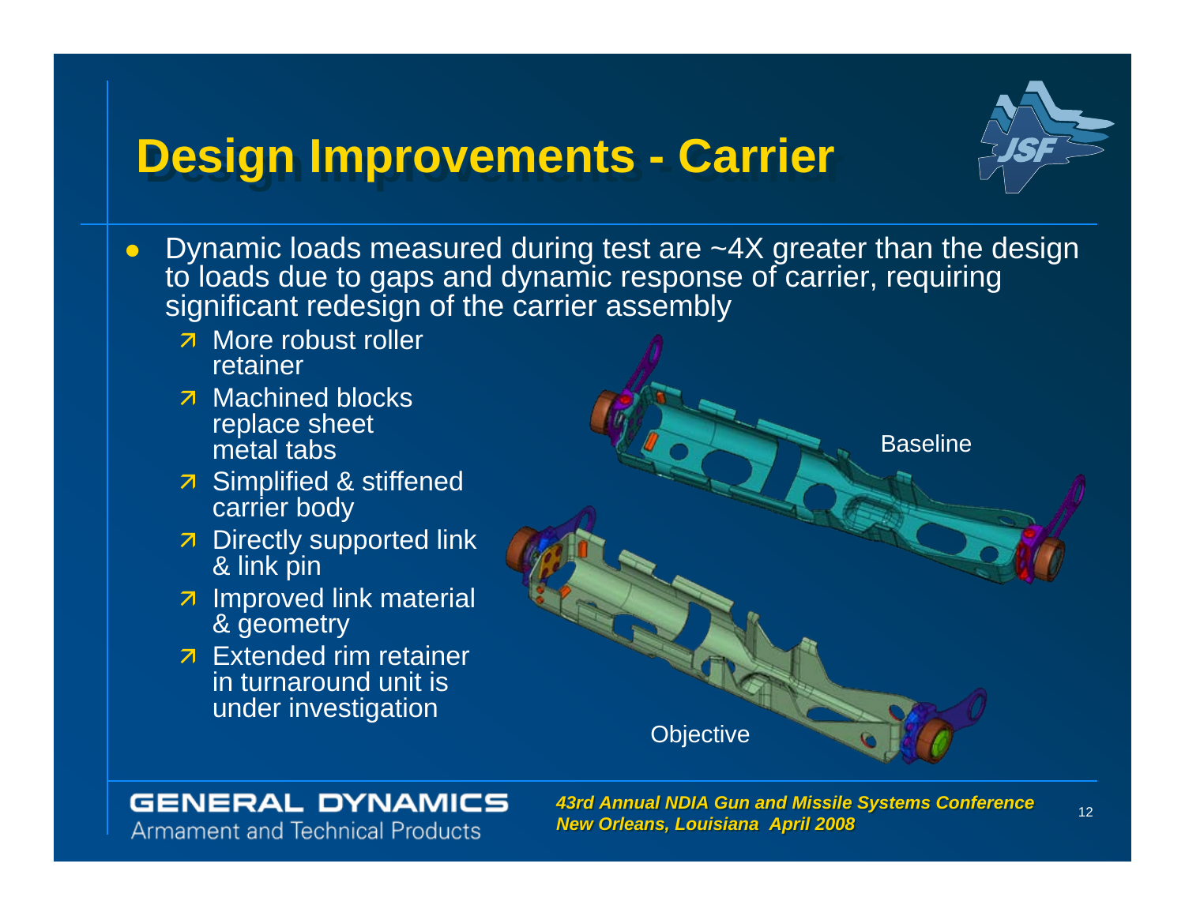# Design Improvements - Carrier

- Dynamic loads measured during test are ~4X greater than the design to loads due to gaps and dynamic response of carrier, requiring significant redesign of the carrier assembly
  - More robust roller retainer
  - Machined blocks replace sheet metal tabs
  - Simplified & stiffened carrier body
  - Directly supported link & link pin
  - Improved link material & geometry
  - Extended rim retainer in turnaround unit is under investigation

Baseline

Objective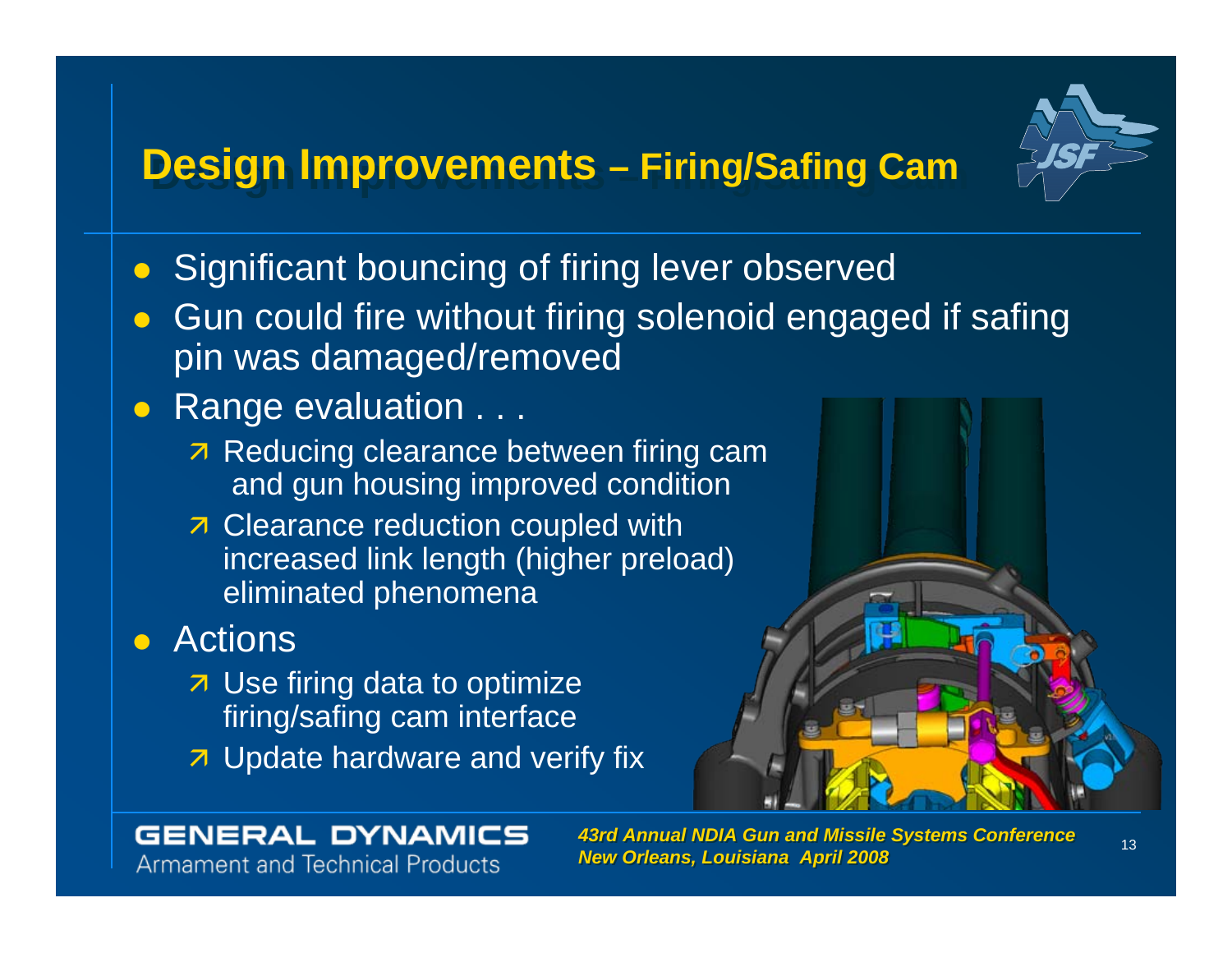# Design Improvements – Firing/Safing Cam

- Significant bouncing of firing lever observed
- Gun could fire without firing solenoid engaged if safing pin was damaged/removed
- Range evaluation . . .
  - Reducing clearance between firing cam and gun housing improved condition
  - Clearance reduction coupled with increased link length (higher preload) eliminated phenomena
- Actions
  - Use firing data to optimize firing/safing cam interface
  - Update hardware and verify fix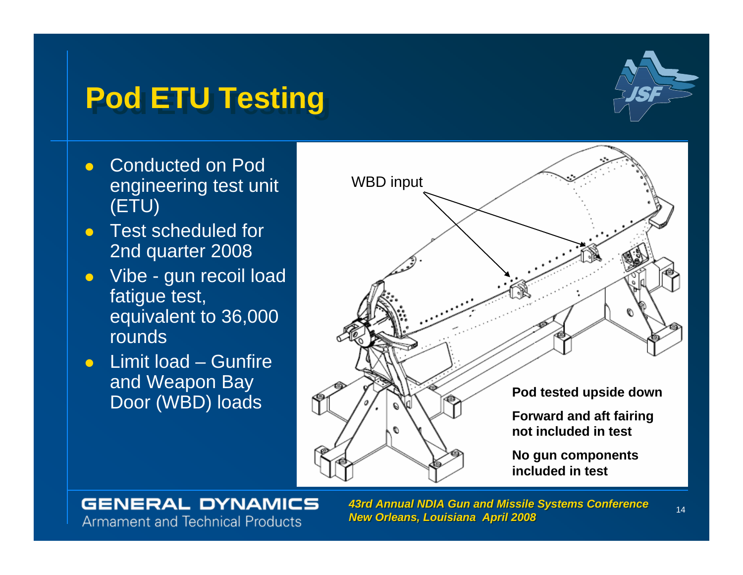# Pod ETU Testing

- Conducted on Pod engineering test unit (ETU)
- Test scheduled for 2nd quarter 2008
- Vibe - gun recoil load fatigue test, equivalent to 36,000 rounds
- Limit load – Gunfire and Weapon Bay Door (WBD) loads

WBD input

**Pod tested upside down**

**Forward and aft fairing not included in test**

**No gun components included in test**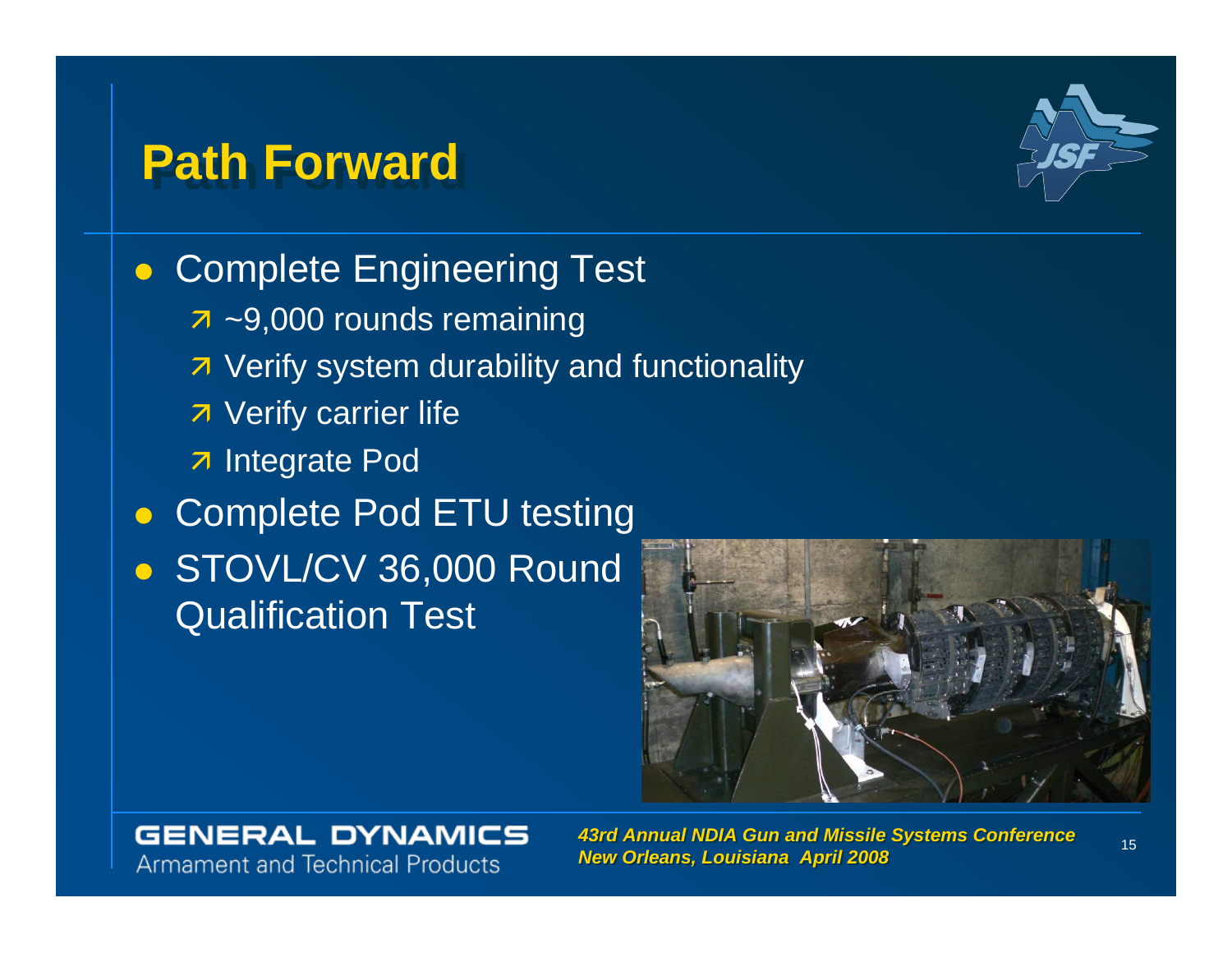# Path Forward

- Complete Engineering Test
  - ~9,000 rounds remaining
  - Verify system durability and functionality
  - Verify carrier life
  - Integrate Pod
- Complete Pod ETU testing
- STOVL/CV 36,000 Round Qualification Test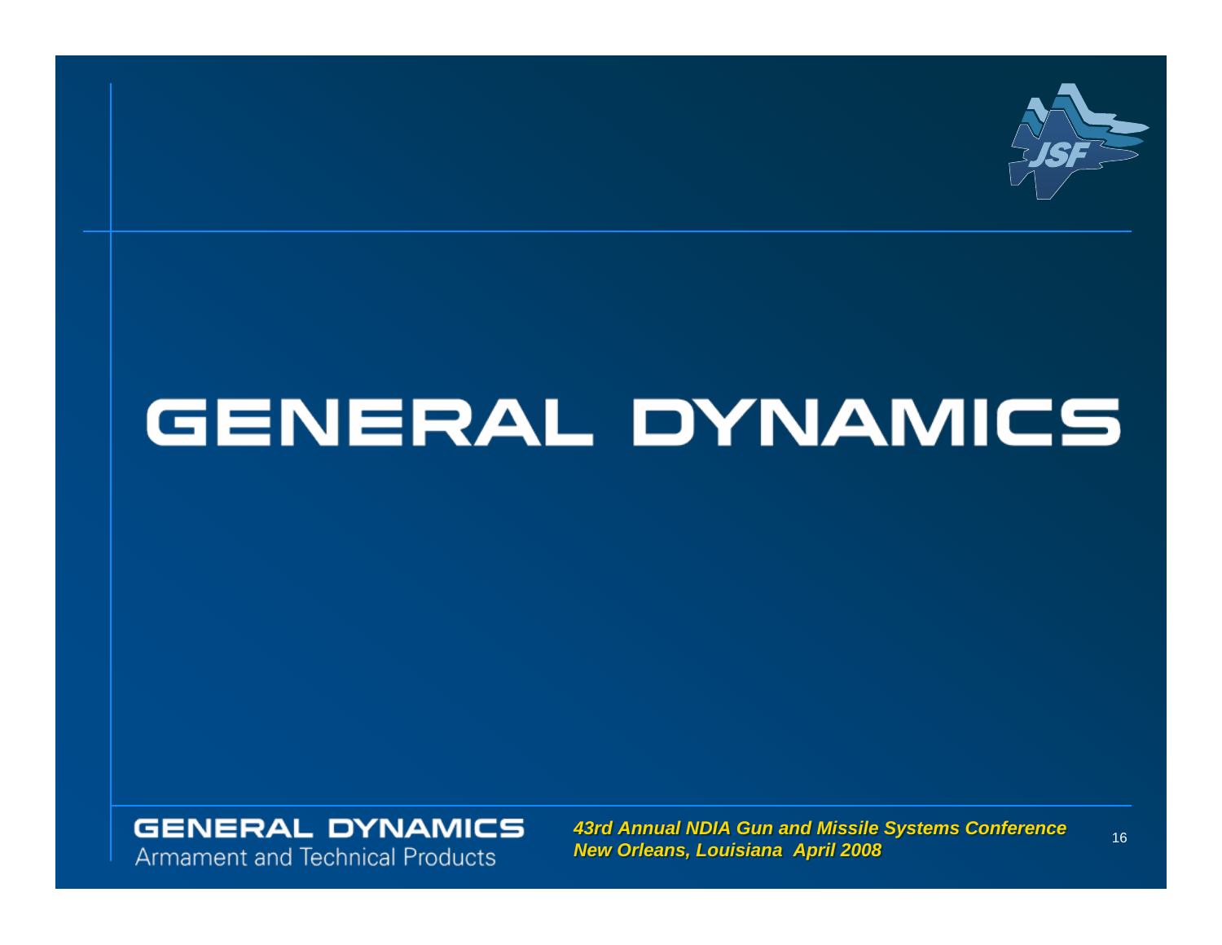# GENERAL DYNAMICS